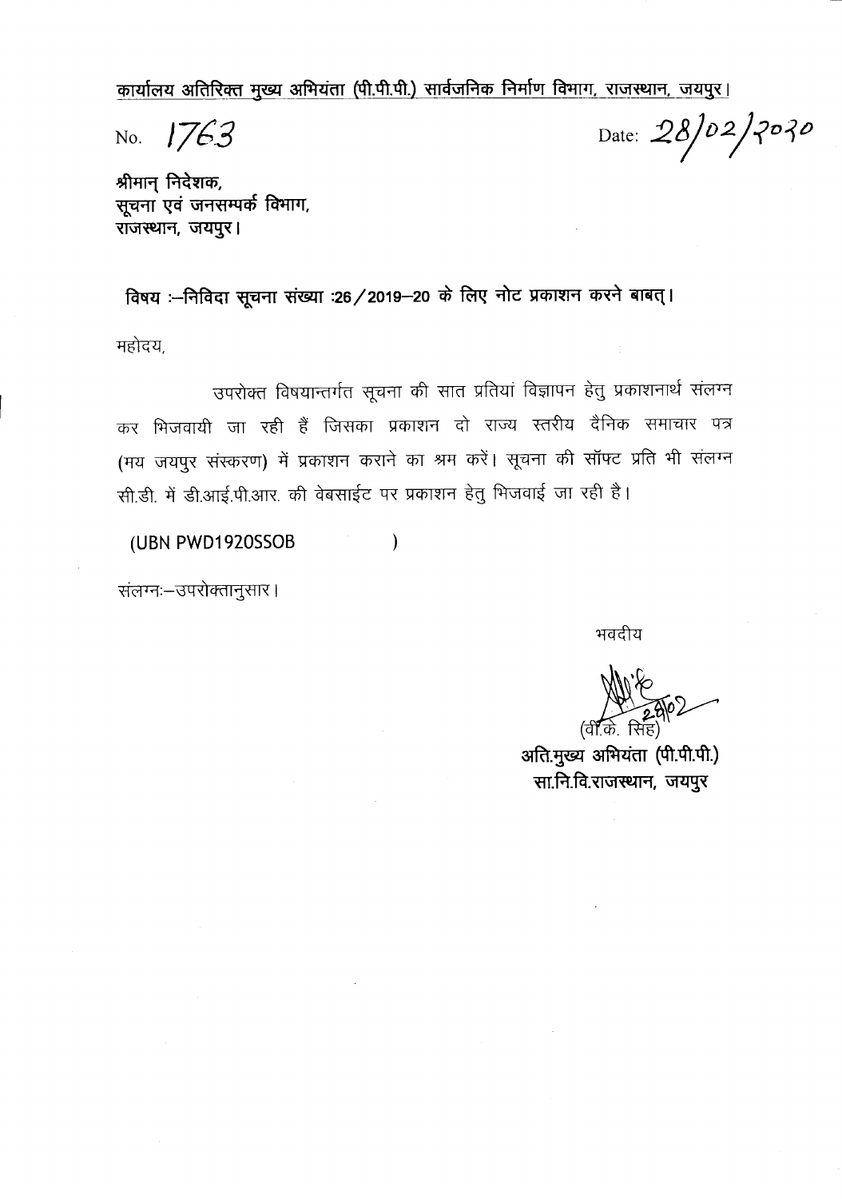कार्यालय अतिरिक्त मुख्य अभियंता (पी.पी.पी.) सार्वजनिक निर्माण विभाग, राजस्थान, जयपुर।

No. 1763 Date: 28/02/2020

श्रीमान् निदेशक,
सूचना एवं जनसम्पर्क विभाग,
राजस्थान, जयपुर।

**विषय :–निविदा सूचना संख्या :26/2019–20 के लिए नोट प्रकाशन करने बाबत्।**

महोदय,

उपरोक्त विषयान्तर्गत सूचना की सात प्रतियां विज्ञापन हेतु प्रकाशनार्थ संलग्न कर भिजवायी जा रही हैं जिसका प्रकाशन दो राज्य स्तरीय दैनिक समाचार पत्र (मय जयपुर संस्करण) में प्रकाशन कराने का श्रम करें। सूचना की सॉफ्ट प्रति भी संलग्न सी.डी. में डी.आई.पी.आर. की वेबसाईट पर प्रकाशन हेतु भिजवाई जा रही है।

(UBN PWD1920SSOB )

संलग्नः–उपरोक्तानुसार।

भवदीय

(वी.के. सिंह)
**अति.मुख्य अभियंता (पी.पी.पी.)**
**सा.नि.वि.राजस्थान, जयपुर**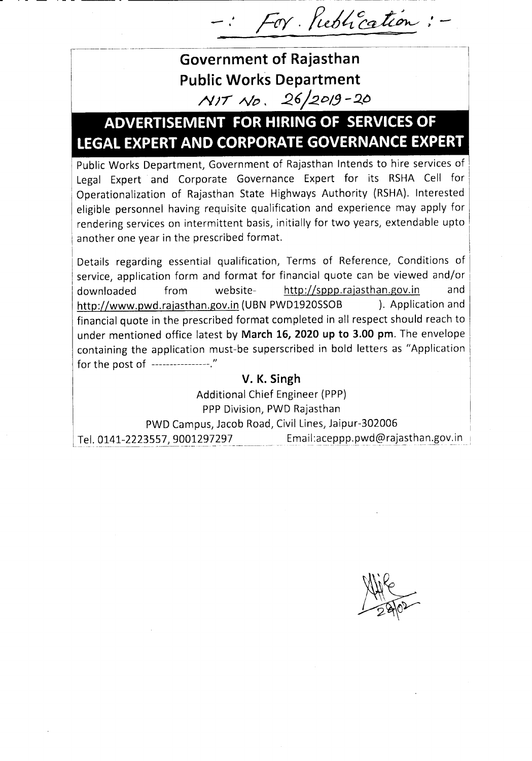-: For. Publication :-

# Government of Rajasthan

## Public Works Department

NIT No. 26/2019-20

## ADVERTISEMENT FOR HIRING OF SERVICES OF LEGAL EXPERT AND CORPORATE GOVERNANCE EXPERT

Public Works Department, Government of Rajasthan Intends to hire services of Legal Expert and Corporate Governance Expert for its RSHA Cell for Operationalization of Rajasthan State Highways Authority (RSHA). Interested eligible personnel having requisite qualification and experience may apply for rendering services on intermittent basis, initially for two years, extendable upto another one year in the prescribed format.

Details regarding essential qualification, Terms of Reference, Conditions of service, application form and format for financial quote can be viewed and/or downloaded from website- http://sppp.rajasthan.gov.in and http://www.pwd.rajasthan.gov.in (UBN PWD1920SSOB ). Application and financial quote in the prescribed format completed in all respect should reach to under mentioned office latest by **March 16, 2020 up to 3.00 pm**. The envelope containing the application must-be superscribed in bold letters as "Application for the post of ----------------."

**V. K. Singh**

Additional Chief Engineer (PPP)

PPP Division, PWD Rajasthan

PWD Campus, Jacob Road, Civil Lines, Jaipur-302006

Tel. 0141-2223557, 9001297297 Email:aceppp.pwd@rajasthan.gov.in

28/02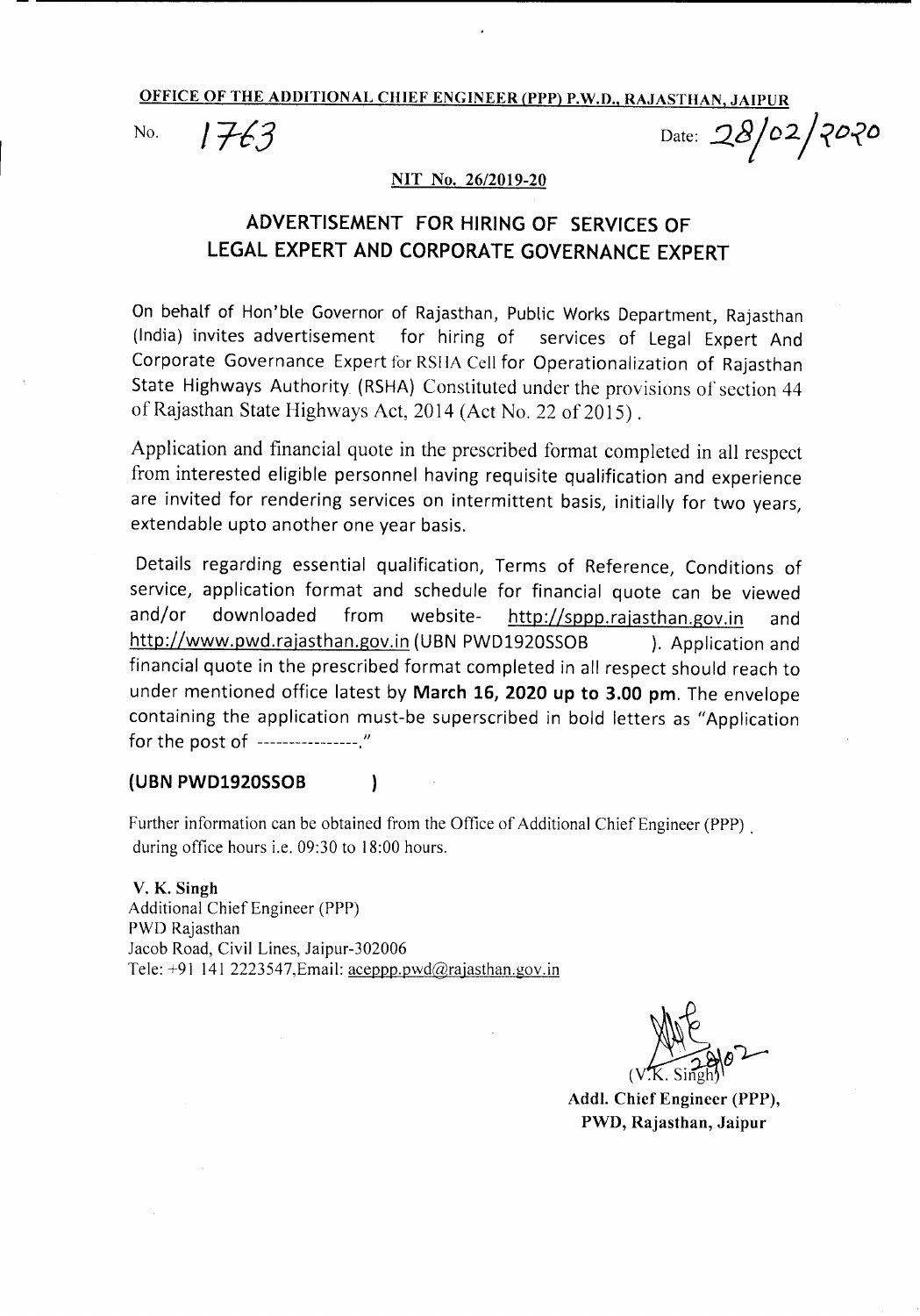**OFFICE OF THE ADDITIONAL CHIEF ENGINEER (PPP) P.W.D., RAJASTHAN, JAIPUR**

No. 1763 Date: 28/02/2020

**NIT No. 26/2019-20**

## ADVERTISEMENT FOR HIRING OF SERVICES OF LEGAL EXPERT AND CORPORATE GOVERNANCE EXPERT

On behalf of Hon'ble Governor of Rajasthan, Public Works Department, Rajasthan (India) invites advertisement for hiring of services of Legal Expert And Corporate Governance Expert for RSHA Cell for Operationalization of Rajasthan State Highways Authority (RSHA) Constituted under the provisions of section 44 of Rajasthan State Highways Act, 2014 (Act No. 22 of 2015).

Application and financial quote in the prescribed format completed in all respect from interested eligible personnel having requisite qualification and experience are invited for rendering services on intermittent basis, initially for two years, extendable upto another one year basis.

Details regarding essential qualification, Terms of Reference, Conditions of service, application format and schedule for financial quote can be viewed and/or downloaded from website- http://sppp.rajasthan.gov.in and http://www.pwd.rajasthan.gov.in (UBN PWD1920SSOB ). Application and financial quote in the prescribed format completed in all respect should reach to under mentioned office latest by **March 16, 2020 up to 3.00 pm**. The envelope containing the application must-be superscribed in bold letters as "Application for the post of ----------------."

**(UBN PWD1920SSOB )**

Further information can be obtained from the Office of Additional Chief Engineer (PPP) during office hours i.e. 09:30 to 18:00 hours.

**V. K. Singh**
Additional Chief Engineer (PPP)
PWD Rajasthan
Jacob Road, Civil Lines, Jaipur-302006
Tele: +91 141 2223547, Email: aceppp.pwd@rajasthan.gov.in

(V.K. Singh)
**Addl. Chief Engineer (PPP),**
**PWD, Rajasthan, Jaipur**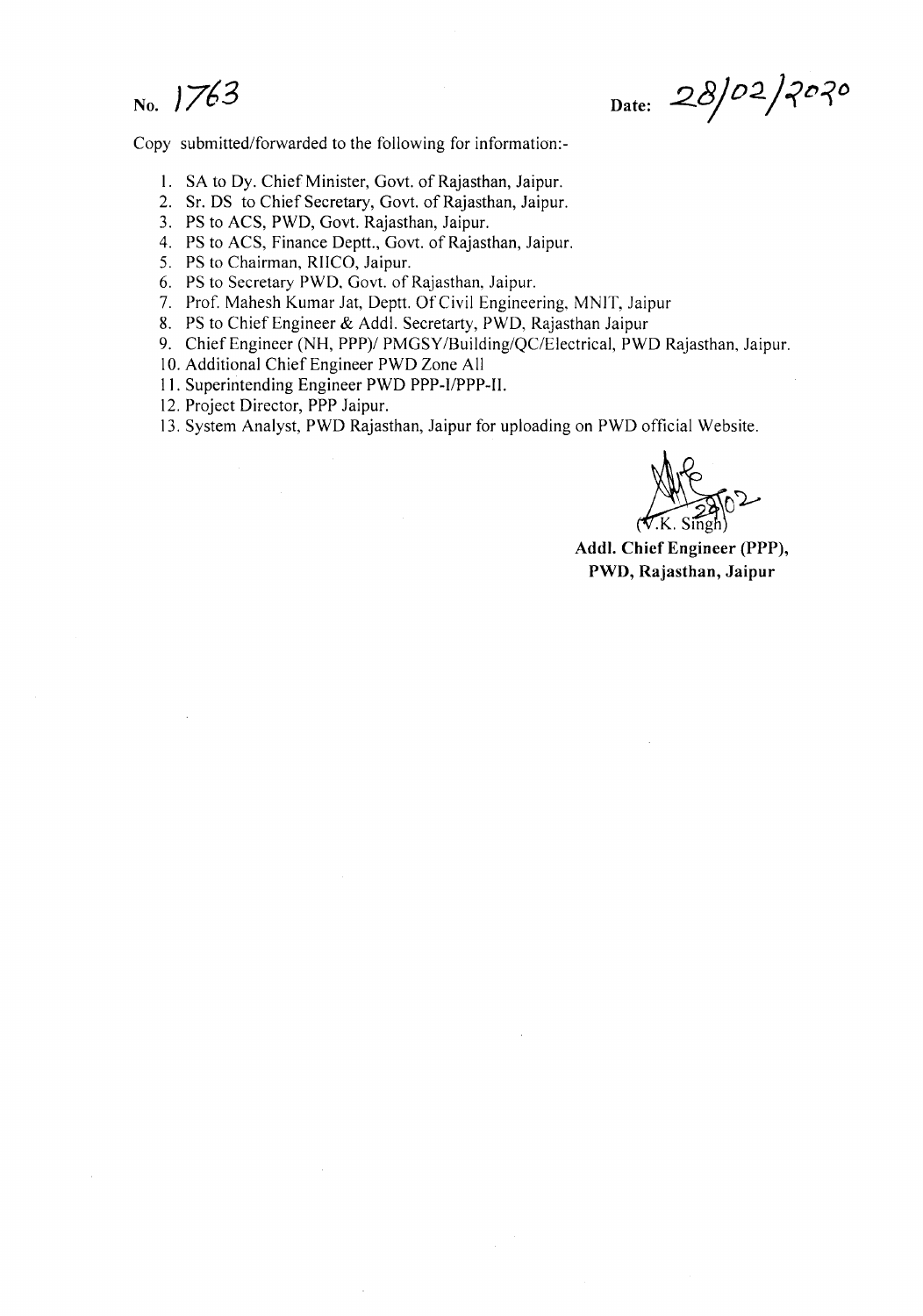No. 1763 Date: 28/02/2020

Copy submitted/forwarded to the following for information:-

1. SA to Dy. Chief Minister, Govt. of Rajasthan, Jaipur.
2. Sr. DS to Chief Secretary, Govt. of Rajasthan, Jaipur.
3. PS to ACS, PWD, Govt. Rajasthan, Jaipur.
4. PS to ACS, Finance Deptt., Govt. of Rajasthan, Jaipur.
5. PS to Chairman, RIICO, Jaipur.
6. PS to Secretary PWD, Govt. of Rajasthan, Jaipur.
7. Prof. Mahesh Kumar Jat, Deptt. Of Civil Engineering, MNIT, Jaipur
8. PS to Chief Engineer & Addl. Secretarty, PWD, Rajasthan Jaipur
9. Chief Engineer (NH, PPP)/ PMGSY/Building/QC/Electrical, PWD Rajasthan, Jaipur.
10. Additional Chief Engineer PWD Zone All
11. Superintending Engineer PWD PPP-I/PPP-II.
12. Project Director, PPP Jaipur.
13. System Analyst, PWD Rajasthan, Jaipur for uploading on PWD official Website.

28/02

(V.K. Singh)

**Addl. Chief Engineer (PPP),**
**PWD, Rajasthan, Jaipur**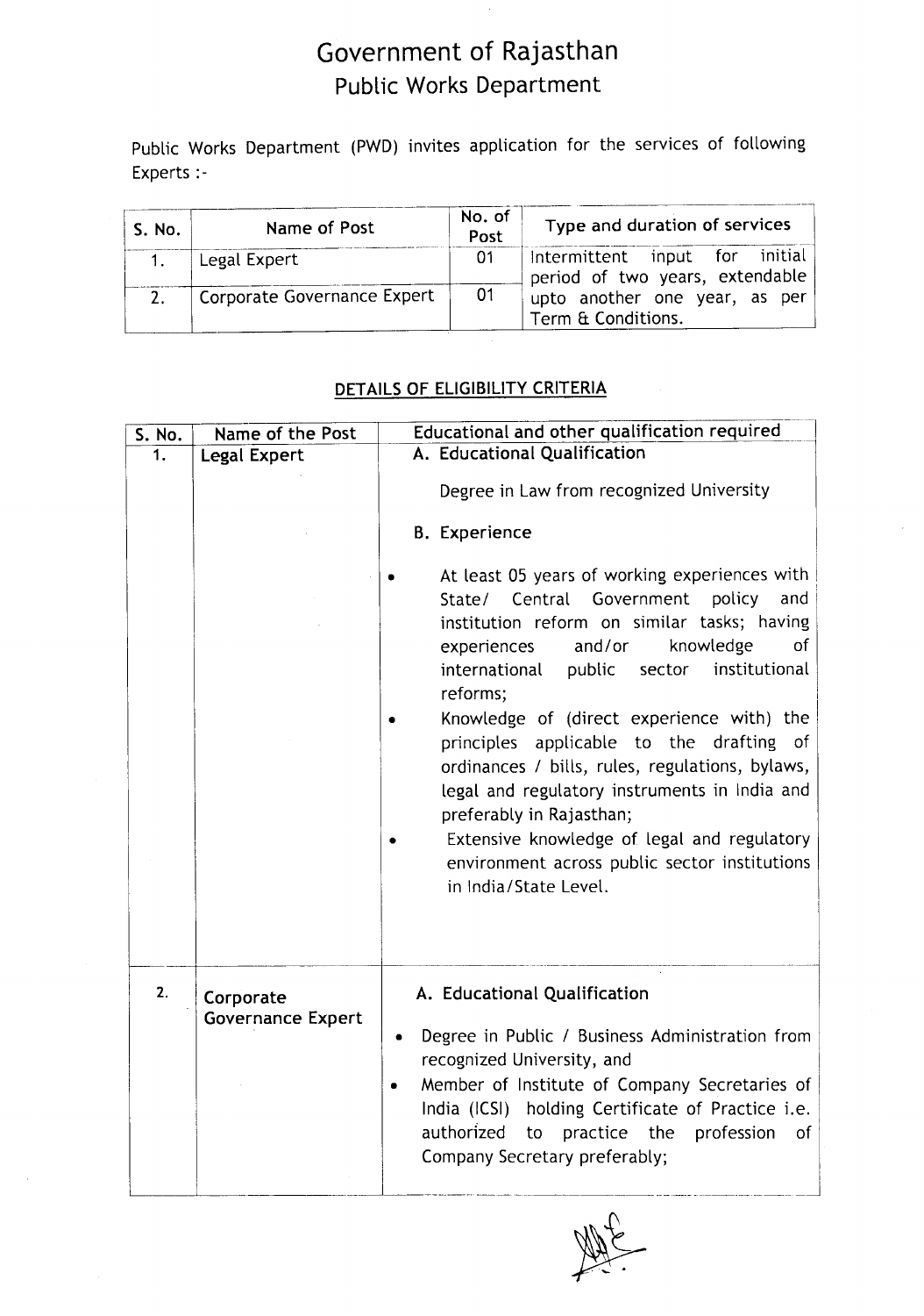# Government of Rajasthan
## Public Works Department

Public Works Department (PWD) invites application for the services of following Experts :-

| S. No. | Name of Post | No. of Post | Type and duration of services |
|---|---|---|---|
| 1. | Legal Expert | 01 | Intermittent input for initial period of two years, extendable upto another one year, as per Term & Conditions. |
| 2. | Corporate Governance Expert | 01 | |

### DETAILS OF ELIGIBILITY CRITERIA

| S. No. | Name of the Post | Educational and other qualification required |
|---|---|---|
| 1. | **Legal Expert** | **A. Educational Qualification**<br><br>Degree in Law from recognized University<br><br>**B. Experience**<br><br>• At least 05 years of working experiences with State/ Central Government policy and institution reform on similar tasks; having experiences and/or knowledge of international public sector institutional reforms;<br>• Knowledge of (direct experience with) the principles applicable to the drafting of ordinances / bills, rules, regulations, bylaws, legal and regulatory instruments in India and preferably in Rajasthan;<br>• Extensive knowledge of legal and regulatory environment across public sector institutions in India/State Level. |
| 2. | **Corporate Governance Expert** | **A. Educational Qualification**<br><br>• Degree in Public / Business Administration from recognized University, and<br>• Member of Institute of Company Secretaries of India (ICSI) holding Certificate of Practice i.e. authorized to practice the profession of Company Secretary preferably; |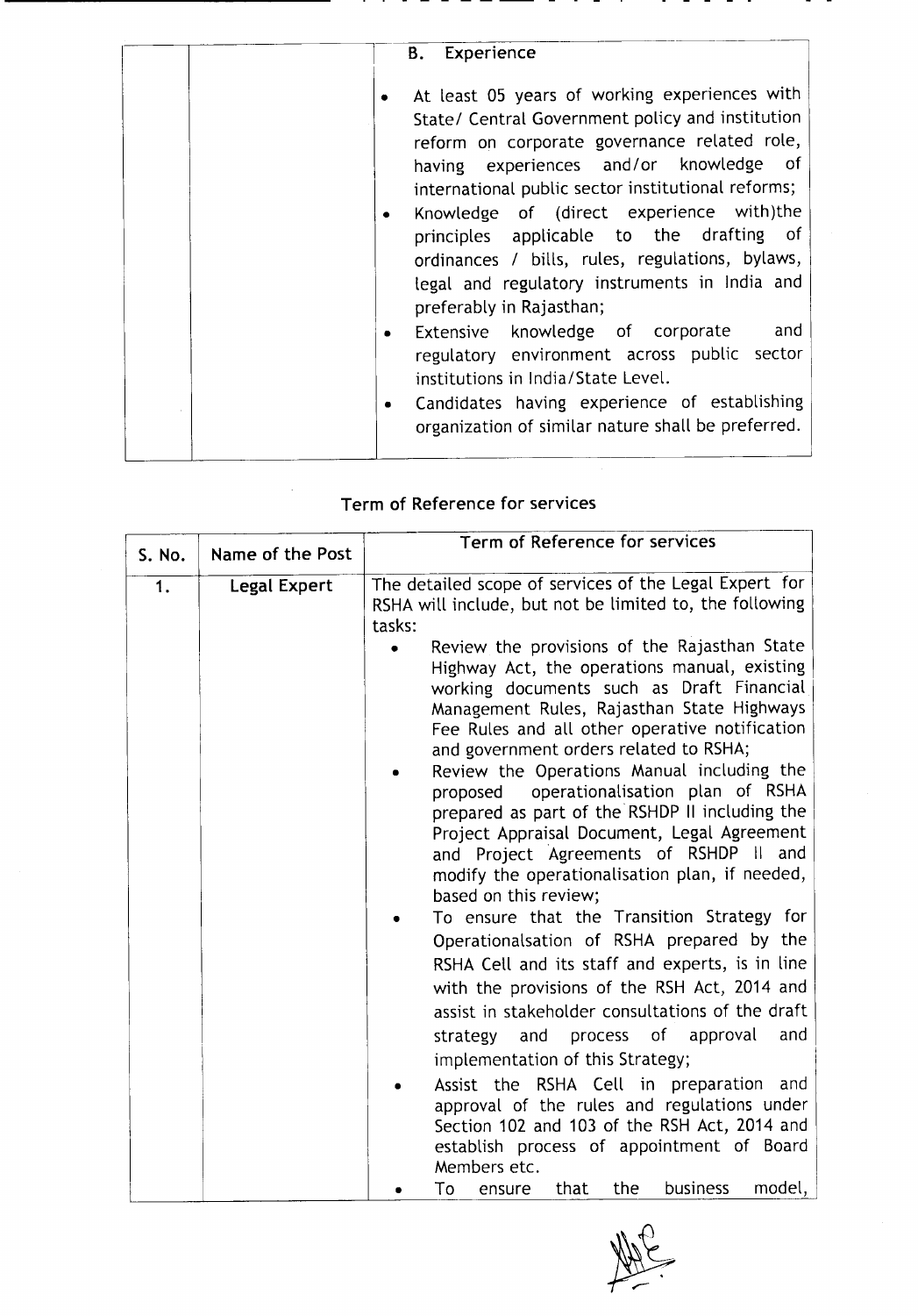| | | **B. Experience**<br>• At least 05 years of working experiences with State/ Central Government policy and institution reform on corporate governance related role, having experiences and/or knowledge of international public sector institutional reforms;<br>• Knowledge of (direct experience with)the principles applicable to the drafting of ordinances / bills, rules, regulations, bylaws, legal and regulatory instruments in India and preferably in Rajasthan;<br>• Extensive knowledge of corporate and regulatory environment across public sector institutions in India/State Level.<br>• Candidates having experience of establishing organization of similar nature shall be preferred. |
|---|---|---|

## Term of Reference for services

| S. No. | Name of the Post | Term of Reference for services |
|---|---|---|
| 1. | **Legal Expert** | The detailed scope of services of the Legal Expert for RSHA will include, but not be limited to, the following tasks:<br>• Review the provisions of the Rajasthan State Highway Act, the operations manual, existing working documents such as Draft Financial Management Rules, Rajasthan State Highways Fee Rules and all other operative notification and government orders related to RSHA;<br>• Review the Operations Manual including the proposed operationalisation plan of RSHA prepared as part of the RSHDP II including the Project Appraisal Document, Legal Agreement and Project Agreements of RSHDP II and modify the operationalisation plan, if needed, based on this review;<br>• To ensure that the Transition Strategy for Operationalsation of RSHA prepared by the RSHA Cell and its staff and experts, is in line with the provisions of the RSH Act, 2014 and assist in stakeholder consultations of the draft strategy and process of approval and implementation of this Strategy;<br>• Assist the RSHA Cell in preparation and approval of the rules and regulations under Section 102 and 103 of the RSH Act, 2014 and establish process of appointment of Board Members etc.<br>• To ensure that the business model, |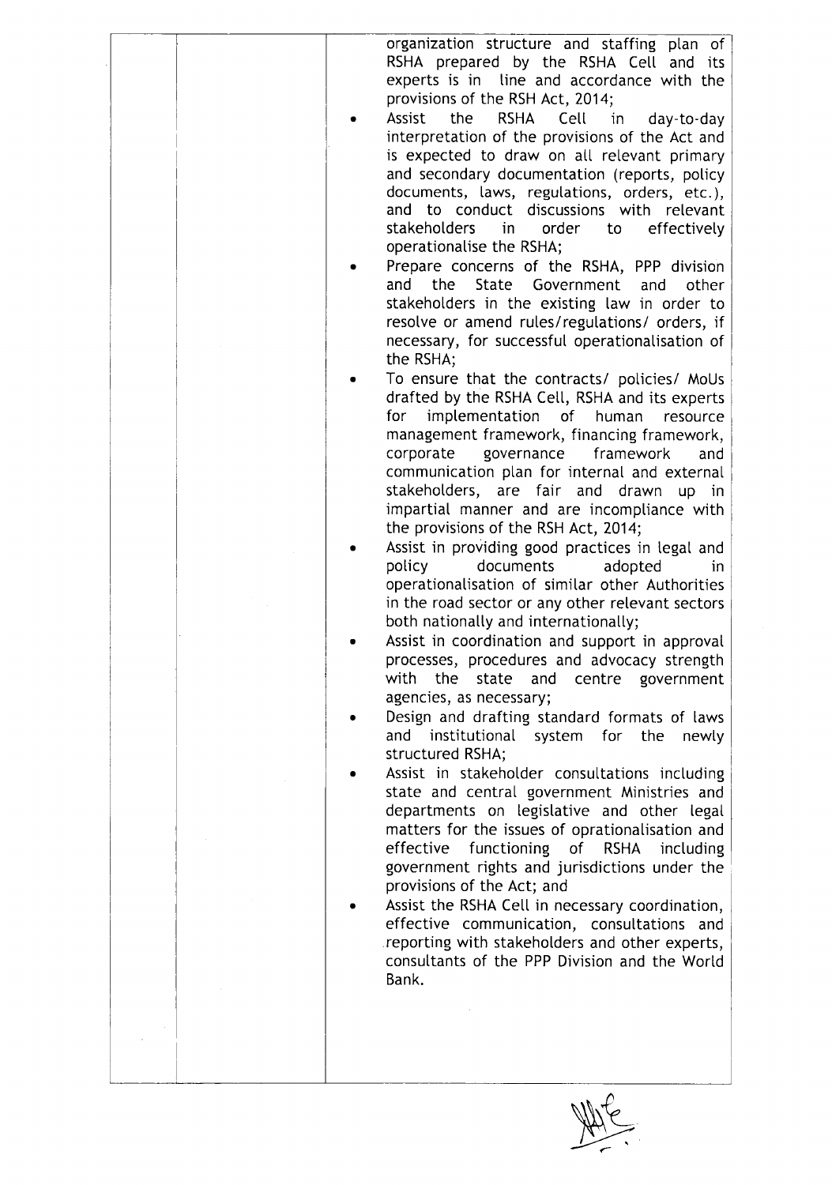| | | organization structure and staffing plan of RSHA prepared by the RSHA Cell and its experts is in line and accordance with the provisions of the RSH Act, 2014;<br>• Assist the RSHA Cell in day-to-day interpretation of the provisions of the Act and is expected to draw on all relevant primary and secondary documentation (reports, policy documents, laws, regulations, orders, etc.), and to conduct discussions with relevant stakeholders in order to effectively operationalise the RSHA;<br>• Prepare concerns of the RSHA, PPP division and the State Government and other stakeholders in the existing law in order to resolve or amend rules/regulations/ orders, if necessary, for successful operationalisation of the RSHA;<br>• To ensure that the contracts/ policies/ MoUs drafted by the RSHA Cell, RSHA and its experts for implementation of human resource management framework, financing framework, corporate governance framework and communication plan for internal and external stakeholders, are fair and drawn up in impartial manner and are incompliance with the provisions of the RSH Act, 2014;<br>• Assist in providing good practices in legal and policy documents adopted in operationalisation of similar other Authorities in the road sector or any other relevant sectors both nationally and internationally;<br>• Assist in coordination and support in approval processes, procedures and advocacy strength with the state and centre government agencies, as necessary;<br>• Design and drafting standard formats of laws and institutional system for the newly structured RSHA;<br>• Assist in stakeholder consultations including state and central government Ministries and departments on legislative and other legal matters for the issues of oprationalisation and effective functioning of RSHA including government rights and jurisdictions under the provisions of the Act; and<br>• Assist the RSHA Cell in necessary coordination, effective communication, consultations and reporting with stakeholders and other experts, consultants of the PPP Division and the World Bank. |
|---|---|---|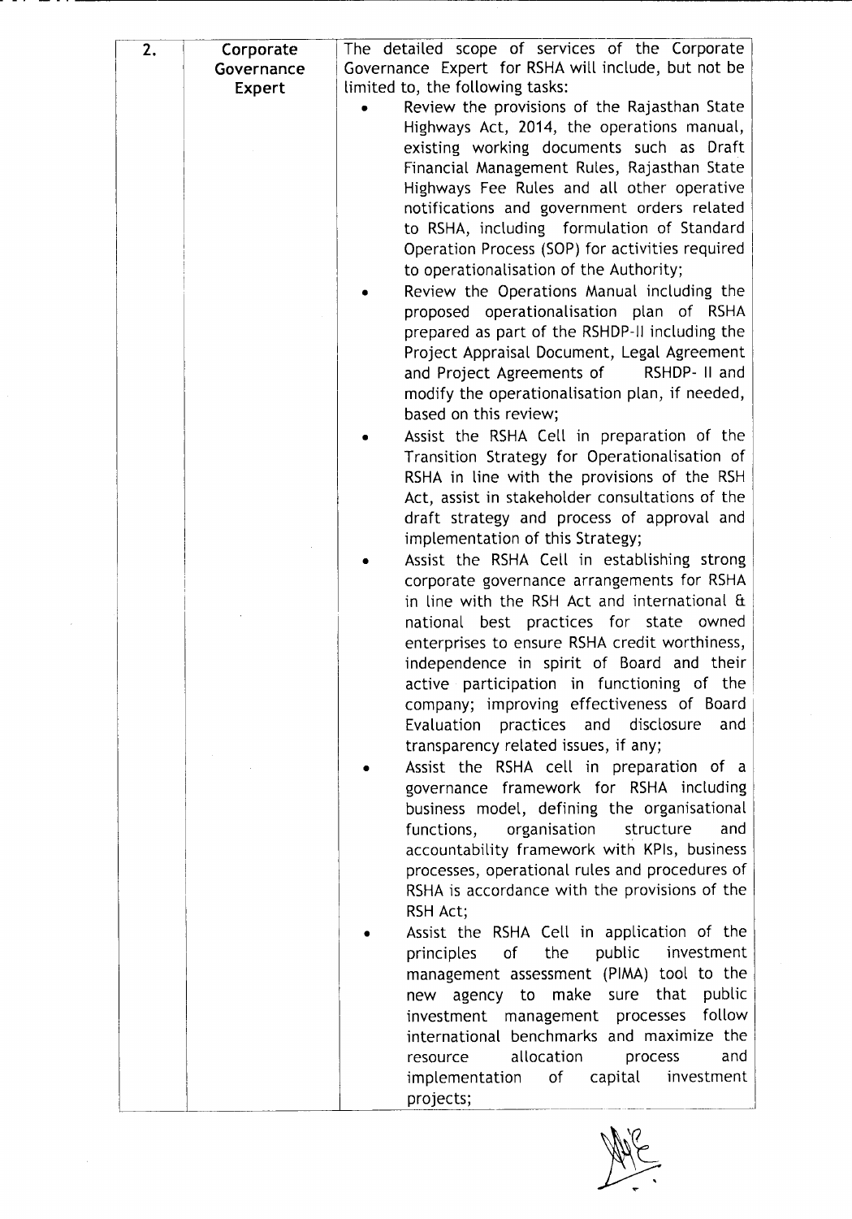| | | |
|---|---|---|
| 2. | **Corporate Governance Expert** | The detailed scope of services of the Corporate Governance Expert for RSHA will include, but not be limited to, the following tasks:<br>• Review the provisions of the Rajasthan State Highways Act, 2014, the operations manual, existing working documents such as Draft Financial Management Rules, Rajasthan State Highways Fee Rules and all other operative notifications and government orders related to RSHA, including formulation of Standard Operation Process (SOP) for activities required to operationalisation of the Authority;<br>• Review the Operations Manual including the proposed operationalisation plan of RSHA prepared as part of the RSHDP-II including the Project Appraisal Document, Legal Agreement and Project Agreements of RSHDP- II and modify the operationalisation plan, if needed, based on this review;<br>• Assist the RSHA Cell in preparation of the Transition Strategy for Operationalisation of RSHA in line with the provisions of the RSH Act, assist in stakeholder consultations of the draft strategy and process of approval and implementation of this Strategy;<br>• Assist the RSHA Cell in establishing strong corporate governance arrangements for RSHA in line with the RSH Act and international & national best practices for state owned enterprises to ensure RSHA credit worthiness, independence in spirit of Board and their active participation in functioning of the company; improving effectiveness of Board Evaluation practices and disclosure and transparency related issues, if any;<br>• Assist the RSHA cell in preparation of a governance framework for RSHA including business model, defining the organisational functions, organisation structure and accountability framework with KPIs, business processes, operational rules and procedures of RSHA is accordance with the provisions of the RSH Act;<br>• Assist the RSHA Cell in application of the principles of the public investment management assessment (PIMA) tool to the new agency to make sure that public investment management processes follow international benchmarks and maximize the resource allocation process and implementation of capital investment projects; |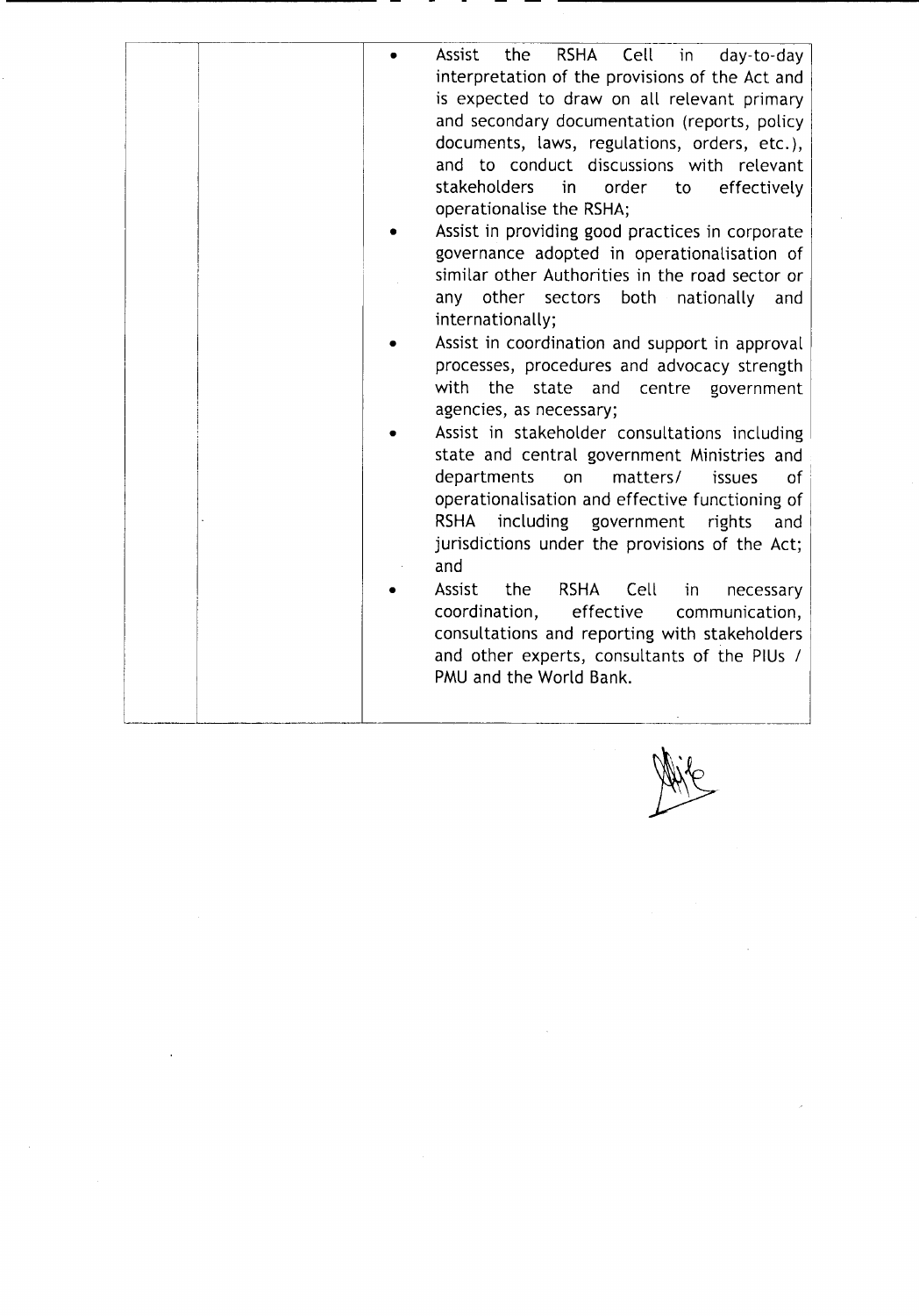| | | |
|---|---|---|
| | | • Assist the RSHA Cell in day-to-day interpretation of the provisions of the Act and is expected to draw on all relevant primary and secondary documentation (reports, policy documents, laws, regulations, orders, etc.), and to conduct discussions with relevant stakeholders in order to effectively operationalise the RSHA;<br>• Assist in providing good practices in corporate governance adopted in operationalisation of similar other Authorities in the road sector or any other sectors both nationally and internationally;<br>• Assist in coordination and support in approval processes, procedures and advocacy strength with the state and centre government agencies, as necessary;<br>• Assist in stakeholder consultations including state and central government Ministries and departments on matters/ issues of operationalisation and effective functioning of RSHA including government rights and jurisdictions under the provisions of the Act; and<br>• Assist the RSHA Cell in necessary coordination, effective communication, consultations and reporting with stakeholders and other experts, consultants of the PIUs / PMU and the World Bank. |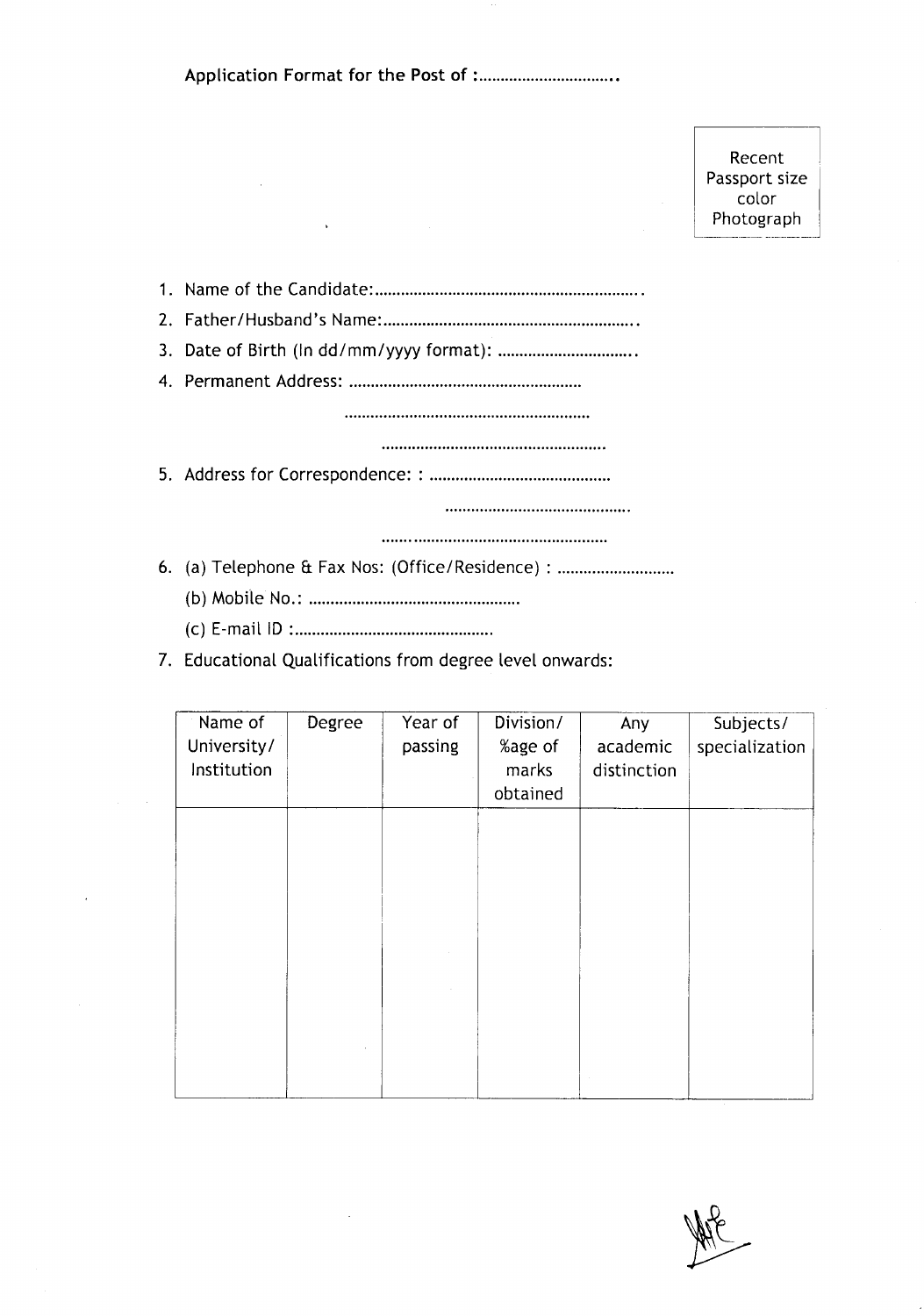Application Format for the Post of :................................

Recent Passport size color Photograph

1. Name of the Candidate:.............................................................
2. Father/Husband's Name:..........................................................
3. Date of Birth (In dd/mm/yyyy format): ................................
4. Permanent Address: ......................................................

   .........................................................

   ....................................................

5. Address for Correspondence: : ..........................................

   ...........................................

   ......................................................

6. (a) Telephone & Fax Nos: (Office/Residence) : ...........................

   (b) Mobile No.: .................................................

   (c) E-mail ID :..............................................

7. Educational Qualifications from degree level onwards:

| Name of University/ Institution | Degree | Year of passing | Division/ %age of marks obtained | Any academic distinction | Subjects/ specialization |
|---|---|---|---|---|---|
| | | | | | |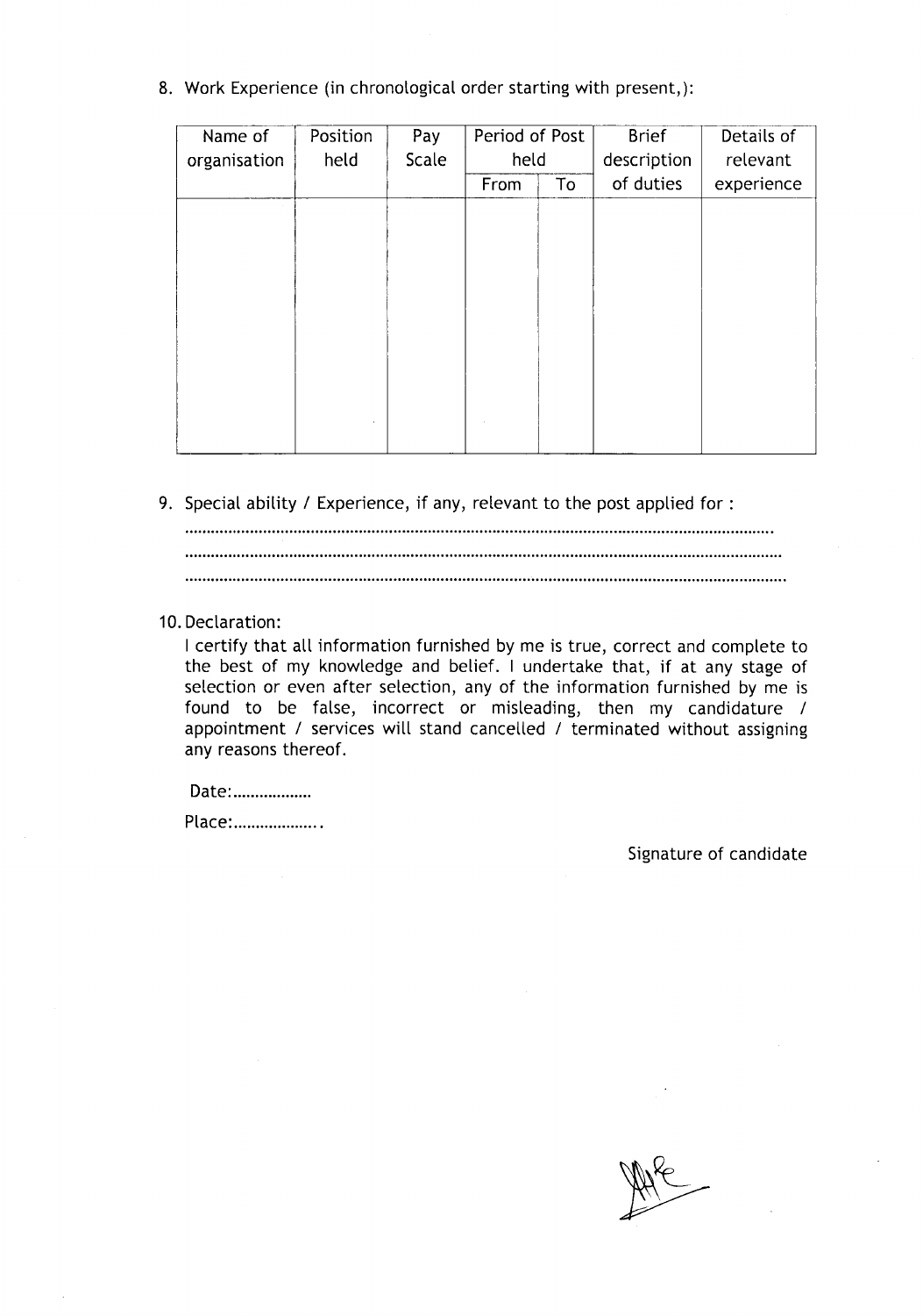8. Work Experience (in chronological order starting with present,):

| Name of organisation | Position held | Pay Scale | Period of Post held | | Brief description of duties | Details of relevant experience |
|---|---|---|---|---|---|---|
| | | | From | To | | |
| | | | | | | |

9. Special ability / Experience, if any, relevant to the post applied for :

   ..........................................................................................................................................

   ..........................................................................................................................................

   ..........................................................................................................................................

10. Declaration:

    I certify that all information furnished by me is true, correct and complete to the best of my knowledge and belief. I undertake that, if at any stage of selection or even after selection, any of the information furnished by me is found to be false, incorrect or misleading, then my candidature / appointment / services will stand cancelled / terminated without assigning any reasons thereof.

    Date:..................

    Place:...................

Signature of candidate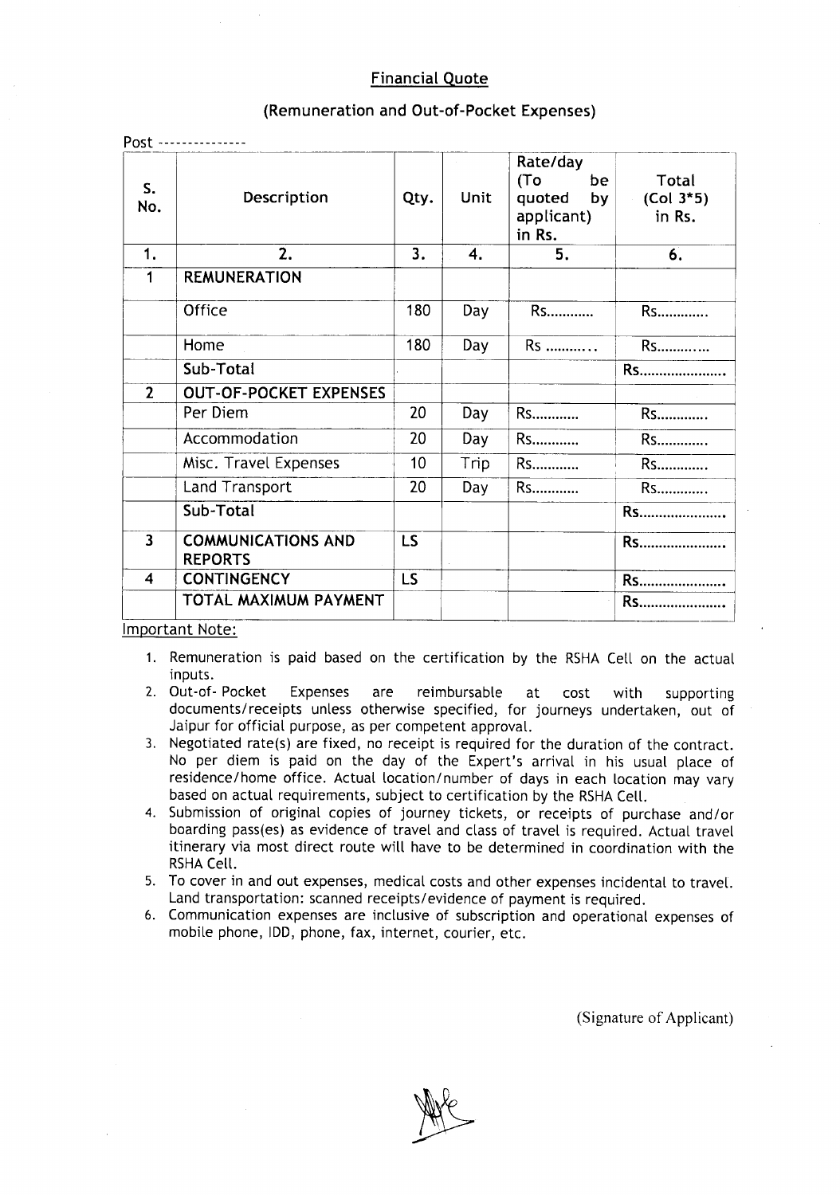## Financial Quote

### (Remuneration and Out-of-Pocket Expenses)

Post --------------

| S. No. | Description | Qty. | Unit | Rate/day (To be quoted by applicant) in Rs. | Total (Col 3*5) in Rs. |
|---|---|---|---|---|---|
| 1. | 2. | 3. | 4. | 5. | 6. |
| 1 | **REMUNERATION** | | | | |
| | Office | 180 | Day | Rs............ | Rs............. |
| | Home | 180 | Day | Rs ........... | Rs............ |
| | Sub-Total | | | | Rs...................... |
| 2 | **OUT-OF-POCKET EXPENSES** | | | | |
| | Per Diem | 20 | Day | Rs............ | Rs............. |
| | Accommodation | 20 | Day | Rs............ | Rs............. |
| | Misc. Travel Expenses | 10 | Trip | Rs............ | Rs............. |
| | Land Transport | 20 | Day | Rs............ | Rs............. |
| | Sub-Total | | | | Rs...................... |
| 3 | **COMMUNICATIONS AND REPORTS** | LS | | | Rs...................... |
| 4 | **CONTINGENCY** | LS | | | Rs...................... |
| | **TOTAL MAXIMUM PAYMENT** | | | | Rs...................... |

Important Note:

1. Remuneration is paid based on the certification by the RSHA Cell on the actual inputs.
2. Out-of- Pocket Expenses are reimbursable at cost with supporting documents/receipts unless otherwise specified, for journeys undertaken, out of Jaipur for official purpose, as per competent approval.
3. Negotiated rate(s) are fixed, no receipt is required for the duration of the contract. No per diem is paid on the day of the Expert's arrival in his usual place of residence/home office. Actual location/number of days in each location may vary based on actual requirements, subject to certification by the RSHA Cell.
4. Submission of original copies of journey tickets, or receipts of purchase and/or boarding pass(es) as evidence of travel and class of travel is required. Actual travel itinerary via most direct route will have to be determined in coordination with the RSHA Cell.
5. To cover in and out expenses, medical costs and other expenses incidental to travel. Land transportation: scanned receipts/evidence of payment is required.
6. Communication expenses are inclusive of subscription and operational expenses of mobile phone, IDD, phone, fax, internet, courier, etc.

(Signature of Applicant)